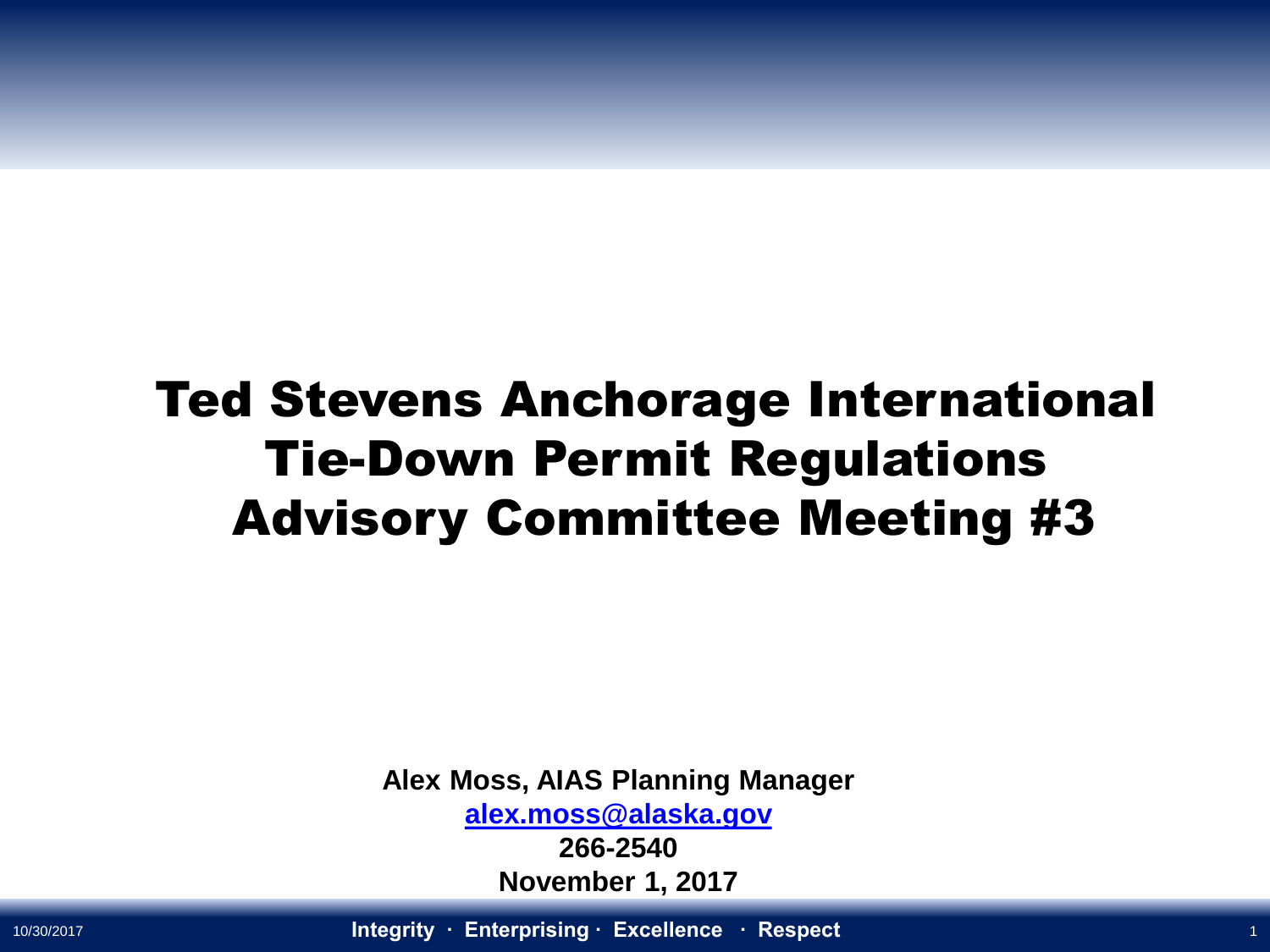# Ted Stevens Anchorage International Tie-Down Permit Regulations Advisory Committee Meeting #3

**Alex Moss, AIAS Planning Manager**

**[alex.moss@alaska.gov](mailto:alex.moss@alaska.gov)**

**266-2540**

**November 1, 2017**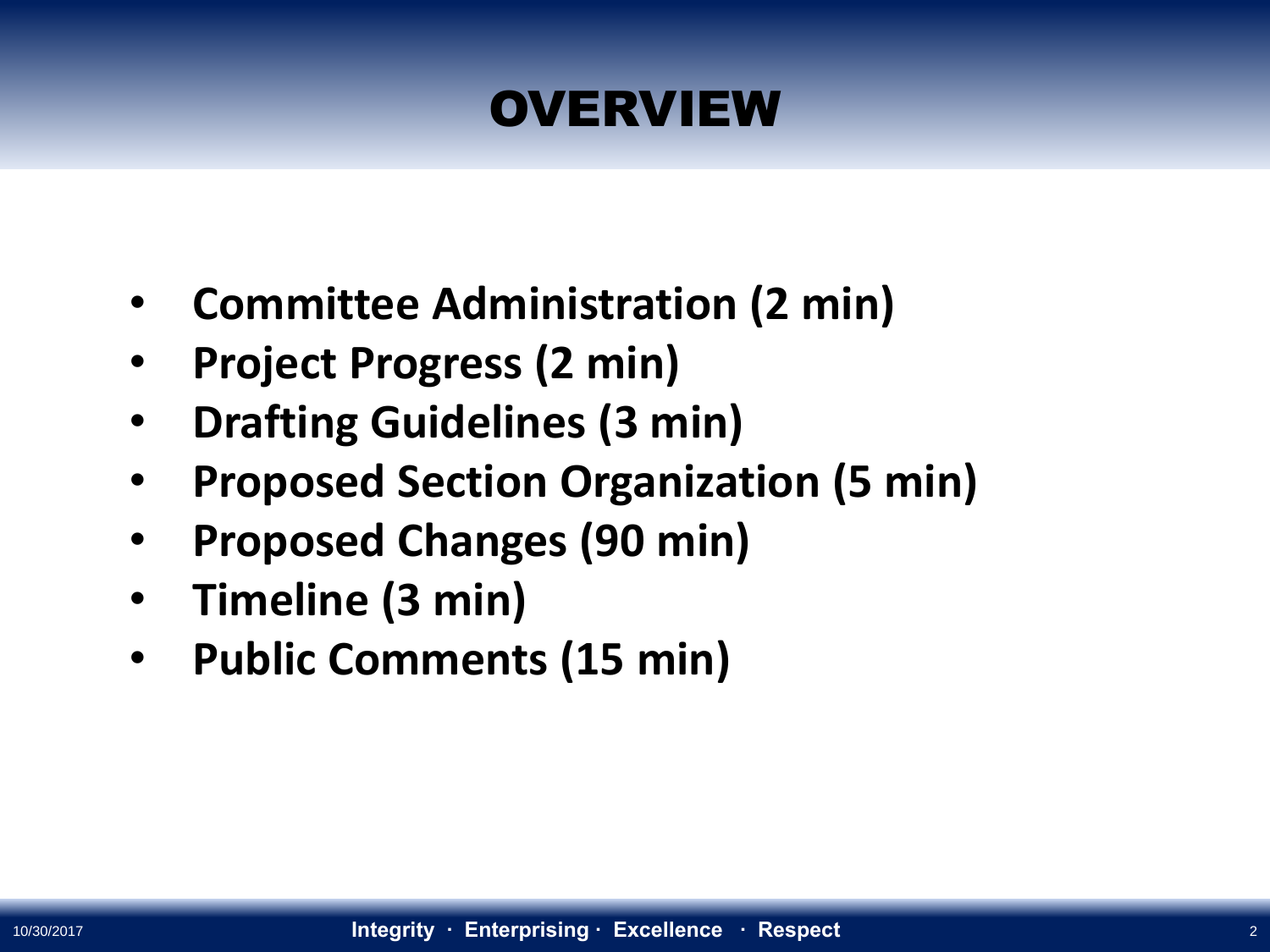# OVERVIEW

- **Committee Administration (2 min)**
- **Project Progress (2 min)**
- **Drafting Guidelines (3 min)**
- **Proposed Section Organization (5 min)**
- **Proposed Changes (90 min)**
- **Timeline (3 min)**
- **Public Comments (15 min)**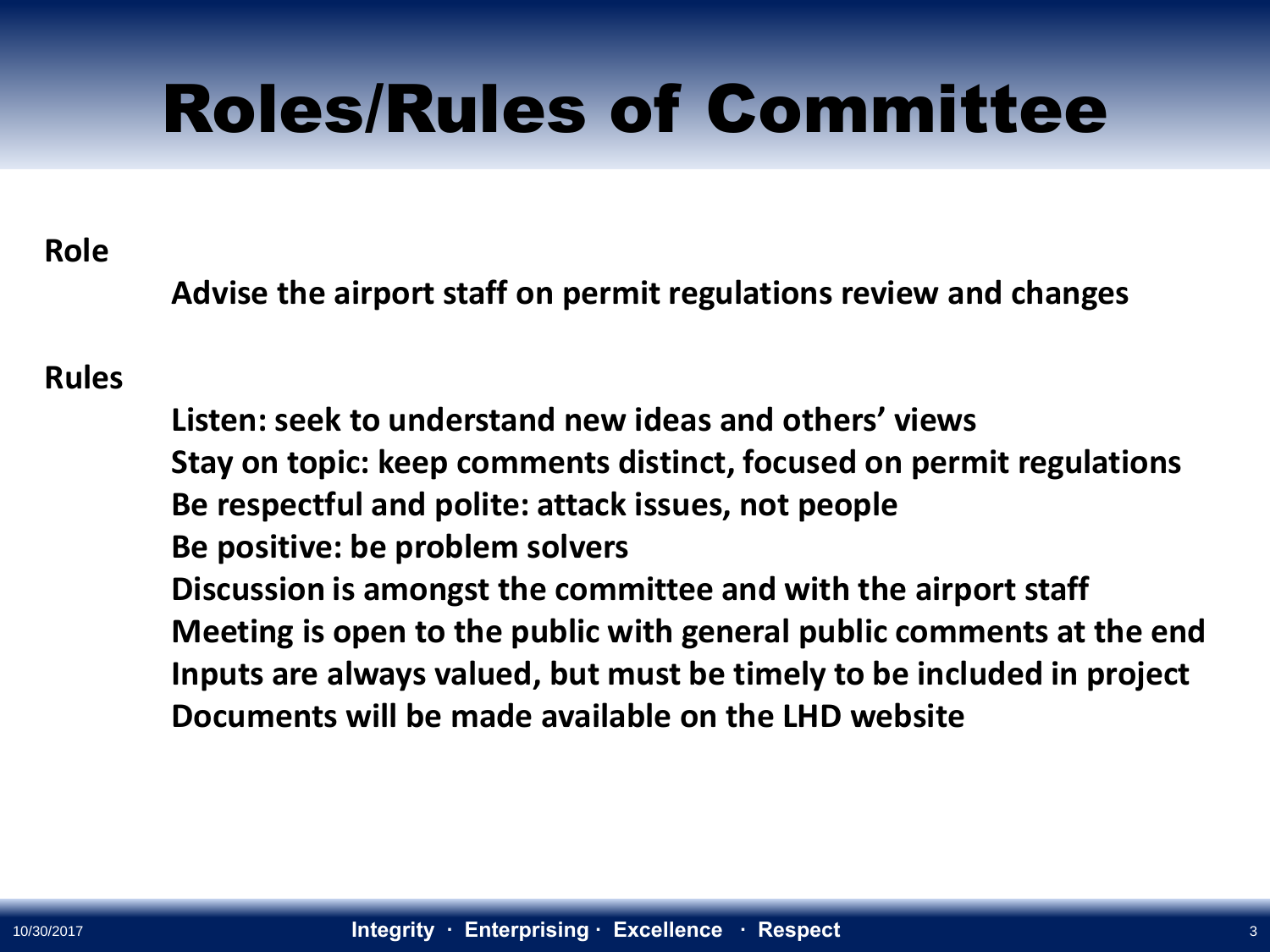# Roles/Rules of Committee

**Role**

**Advise the airport staff on permit regulations review and changes**

**Rules**

**Listen: seek to understand new ideas and others' views**
**Stay on topic: keep comments distinct, focused on permit regulations**
**Be respectful and polite: attack issues, not people**
**Be positive: be problem solvers**
**Discussion is amongst the committee and with the airport staff**
**Meeting is open to the public with general public comments at the end**
**Inputs are always valued, but must be timely to be included in project**
**Documents will be made available on the LHD website**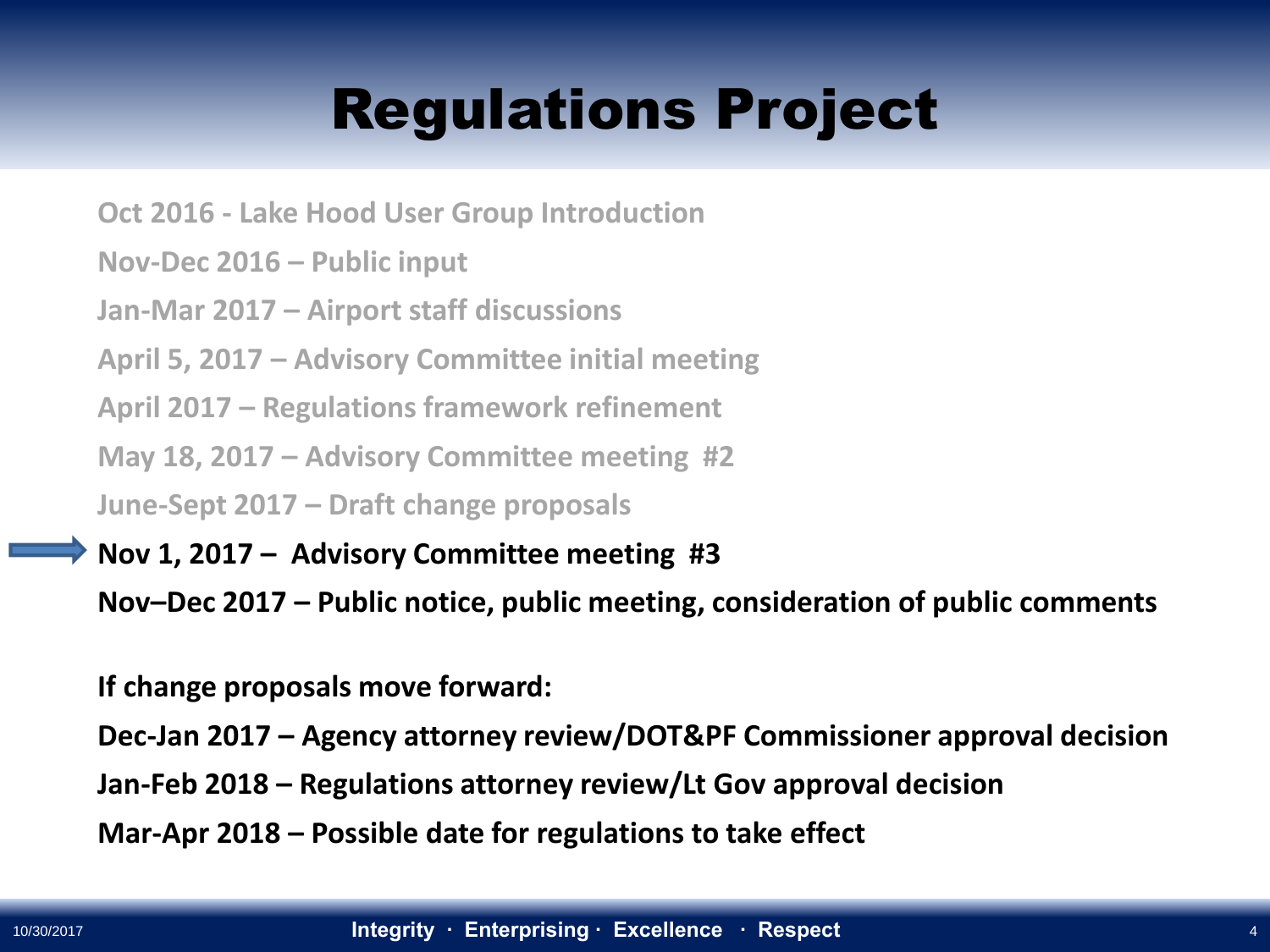# Regulations Project

Oct 2016 - Lake Hood User Group Introduction

Nov-Dec 2016 – Public input

Jan-Mar 2017 – Airport staff discussions

April 5, 2017 – Advisory Committee initial meeting

April 2017 – Regulations framework refinement

May 18, 2017 – Advisory Committee meeting #2

June-Sept 2017 – Draft change proposals

**Nov 1, 2017 – Advisory Committee meeting #3**

**Nov–Dec 2017 – Public notice, public meeting, consideration of public comments**

**If change proposals move forward:**

**Dec-Jan 2017 – Agency attorney review/DOT&PF Commissioner approval decision**

**Jan-Feb 2018 – Regulations attorney review/Lt Gov approval decision**

**Mar-Apr 2018 – Possible date for regulations to take effect**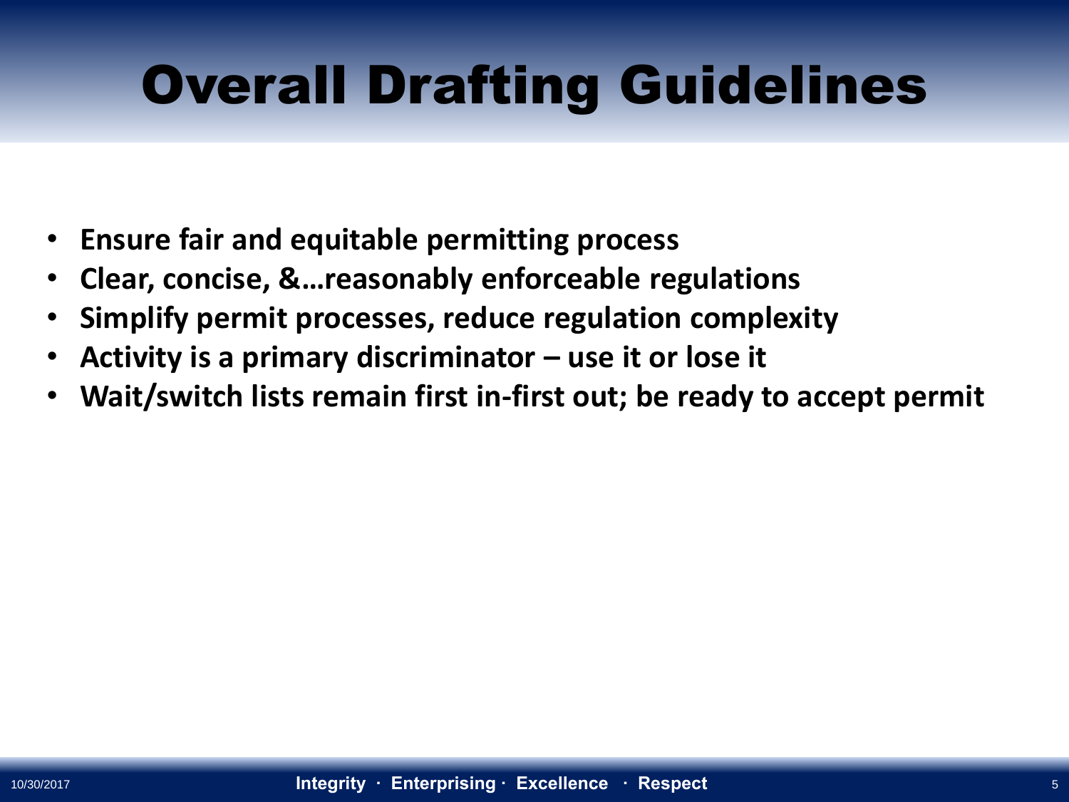# Overall Drafting Guidelines

- **Ensure fair and equitable permitting process**
- **Clear, concise, &…reasonably enforceable regulations**
- **Simplify permit processes, reduce regulation complexity**
- **Activity is a primary discriminator – use it or lose it**
- **Wait/switch lists remain first in-first out; be ready to accept permit**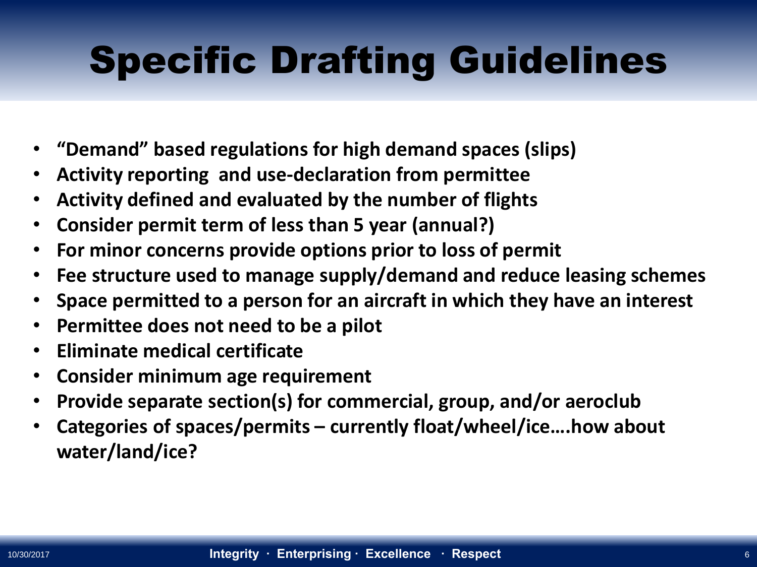# Specific Drafting Guidelines

- **"Demand" based regulations for high demand spaces (slips)**
- **Activity reporting and use-declaration from permittee**
- **Activity defined and evaluated by the number of flights**
- **Consider permit term of less than 5 year (annual?)**
- **For minor concerns provide options prior to loss of permit**
- **Fee structure used to manage supply/demand and reduce leasing schemes**
- **Space permitted to a person for an aircraft in which they have an interest**
- **Permittee does not need to be a pilot**
- **Eliminate medical certificate**
- **Consider minimum age requirement**
- **Provide separate section(s) for commercial, group, and/or aeroclub**
- **Categories of spaces/permits – currently float/wheel/ice….how about water/land/ice?**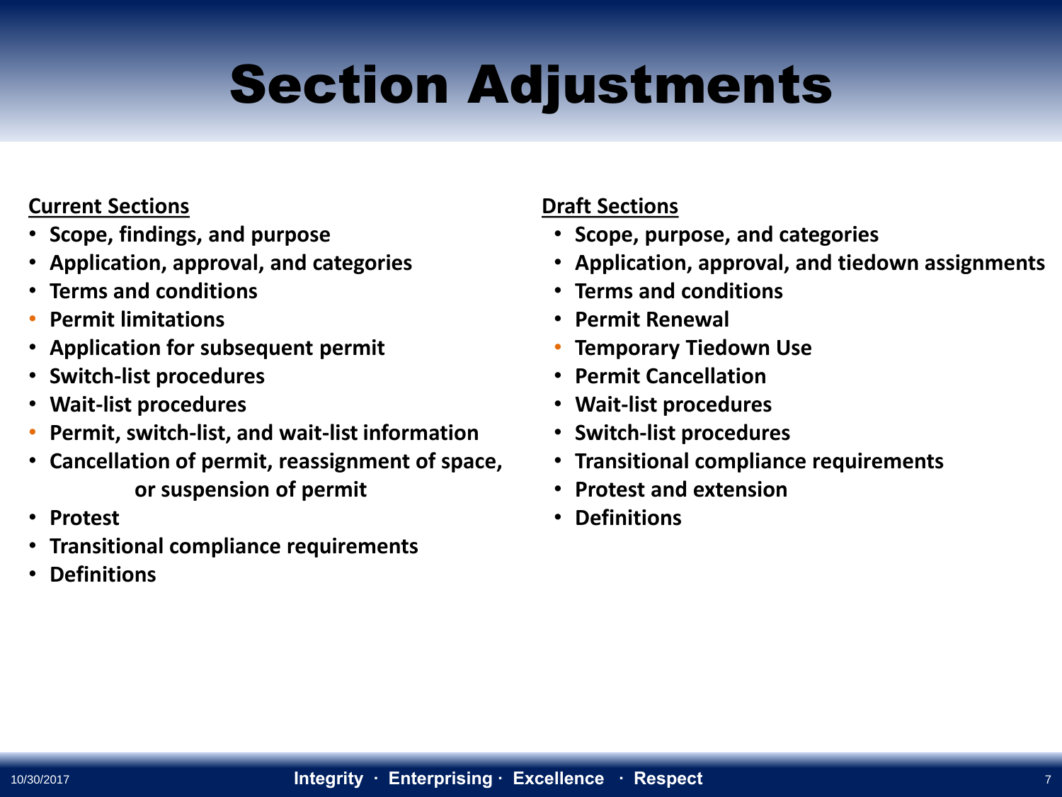# Section Adjustments

**Current Sections**

- **Scope, findings, and purpose**
- **Application, approval, and categories**
- **Terms and conditions**
- **Permit limitations**
- **Application for subsequent permit**
- **Switch-list procedures**
- **Wait-list procedures**
- **Permit, switch-list, and wait-list information**
- **Cancellation of permit, reassignment of space, or suspension of permit**
- **Protest**
- **Transitional compliance requirements**
- **Definitions**

**Draft Sections**

- **Scope, purpose, and categories**
- **Application, approval, and tiedown assignments**
- **Terms and conditions**
- **Permit Renewal**
- **Temporary Tiedown Use**
- **Permit Cancellation**
- **Wait-list procedures**
- **Switch-list procedures**
- **Transitional compliance requirements**
- **Protest and extension**
- **Definitions**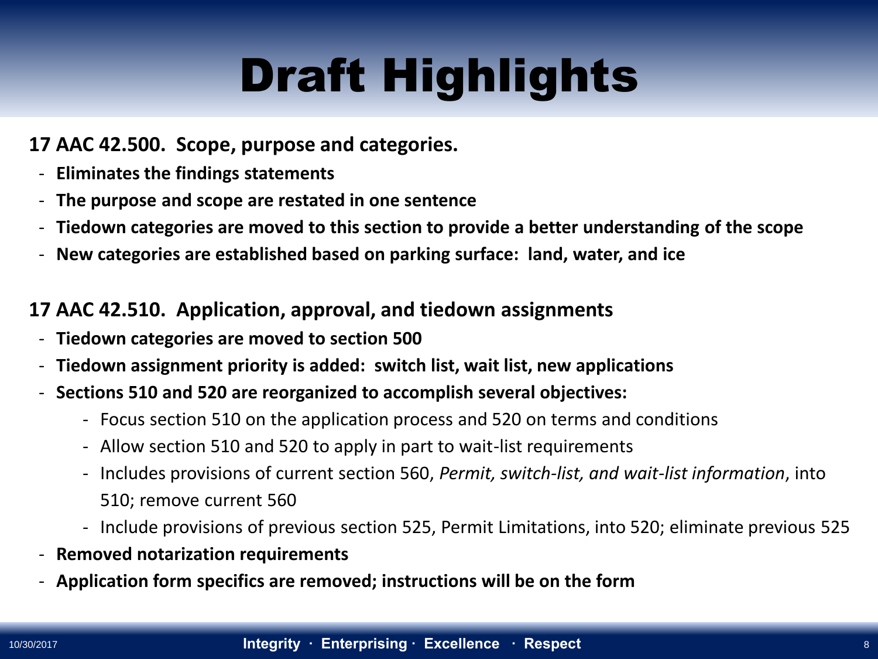# Draft Highlights

**17 AAC 42.500. Scope, purpose and categories.**

- **Eliminates the findings statements**
- **The purpose and scope are restated in one sentence**
- **Tiedown categories are moved to this section to provide a better understanding of the scope**
- **New categories are established based on parking surface: land, water, and ice**

**17 AAC 42.510. Application, approval, and tiedown assignments**

- **Tiedown categories are moved to section 500**
- **Tiedown assignment priority is added: switch list, wait list, new applications**
- **Sections 510 and 520 are reorganized to accomplish several objectives:**
  - Focus section 510 on the application process and 520 on terms and conditions
  - Allow section 510 and 520 to apply in part to wait-list requirements
  - Includes provisions of current section 560, *Permit, switch-list, and wait-list information*, into 510; remove current 560
  - Include provisions of previous section 525, Permit Limitations, into 520; eliminate previous 525
- **Removed notarization requirements**
- **Application form specifics are removed; instructions will be on the form**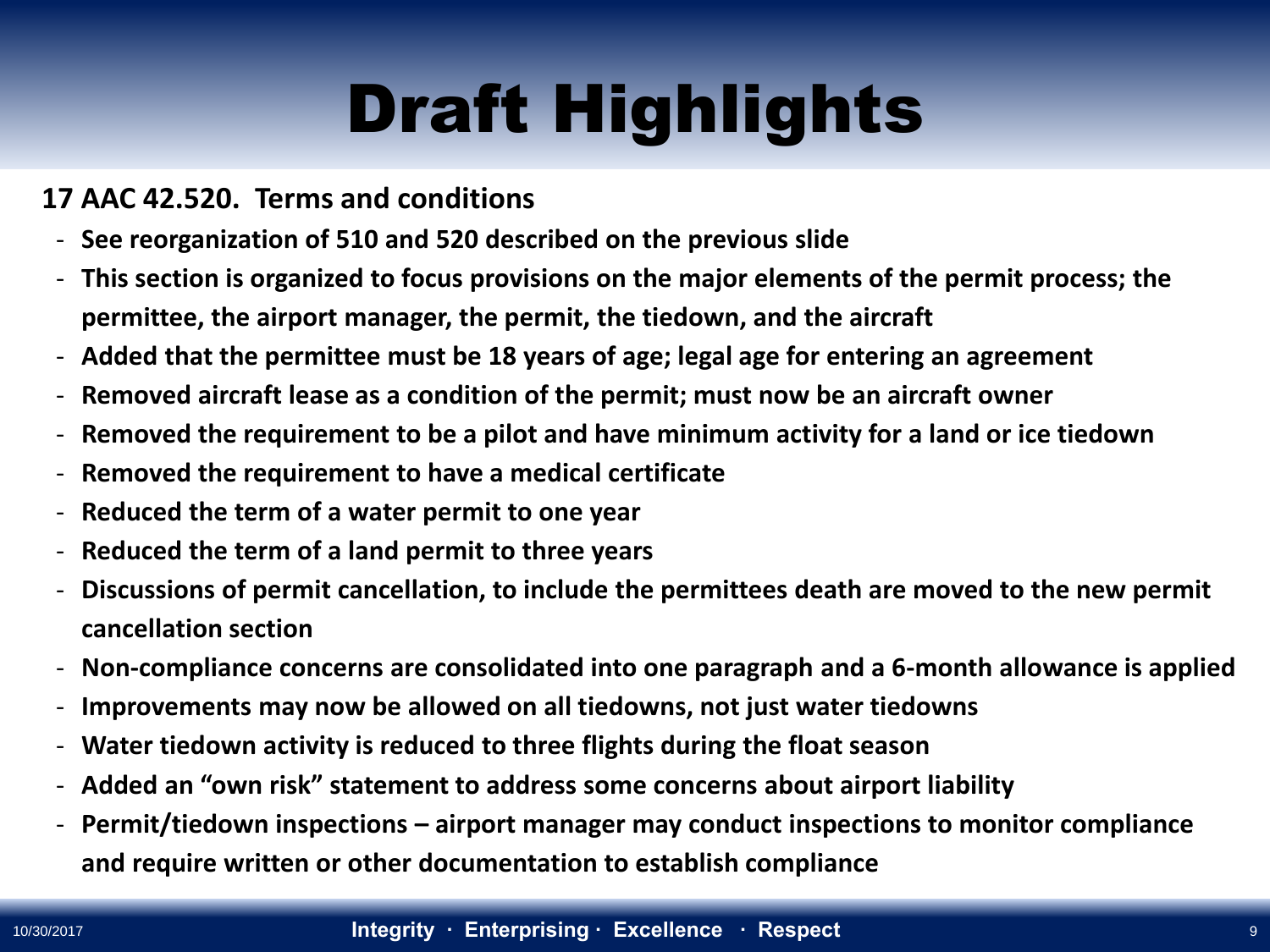# Draft Highlights

**17 AAC 42.520. Terms and conditions**

- **See reorganization of 510 and 520 described on the previous slide**
- **This section is organized to focus provisions on the major elements of the permit process; the permittee, the airport manager, the permit, the tiedown, and the aircraft**
- **Added that the permittee must be 18 years of age; legal age for entering an agreement**
- **Removed aircraft lease as a condition of the permit; must now be an aircraft owner**
- **Removed the requirement to be a pilot and have minimum activity for a land or ice tiedown**
- **Removed the requirement to have a medical certificate**
- **Reduced the term of a water permit to one year**
- **Reduced the term of a land permit to three years**
- **Discussions of permit cancellation, to include the permittees death are moved to the new permit cancellation section**
- **Non-compliance concerns are consolidated into one paragraph and a 6-month allowance is applied**
- **Improvements may now be allowed on all tiedowns, not just water tiedowns**
- **Water tiedown activity is reduced to three flights during the float season**
- **Added an "own risk" statement to address some concerns about airport liability**
- **Permit/tiedown inspections – airport manager may conduct inspections to monitor compliance and require written or other documentation to establish compliance**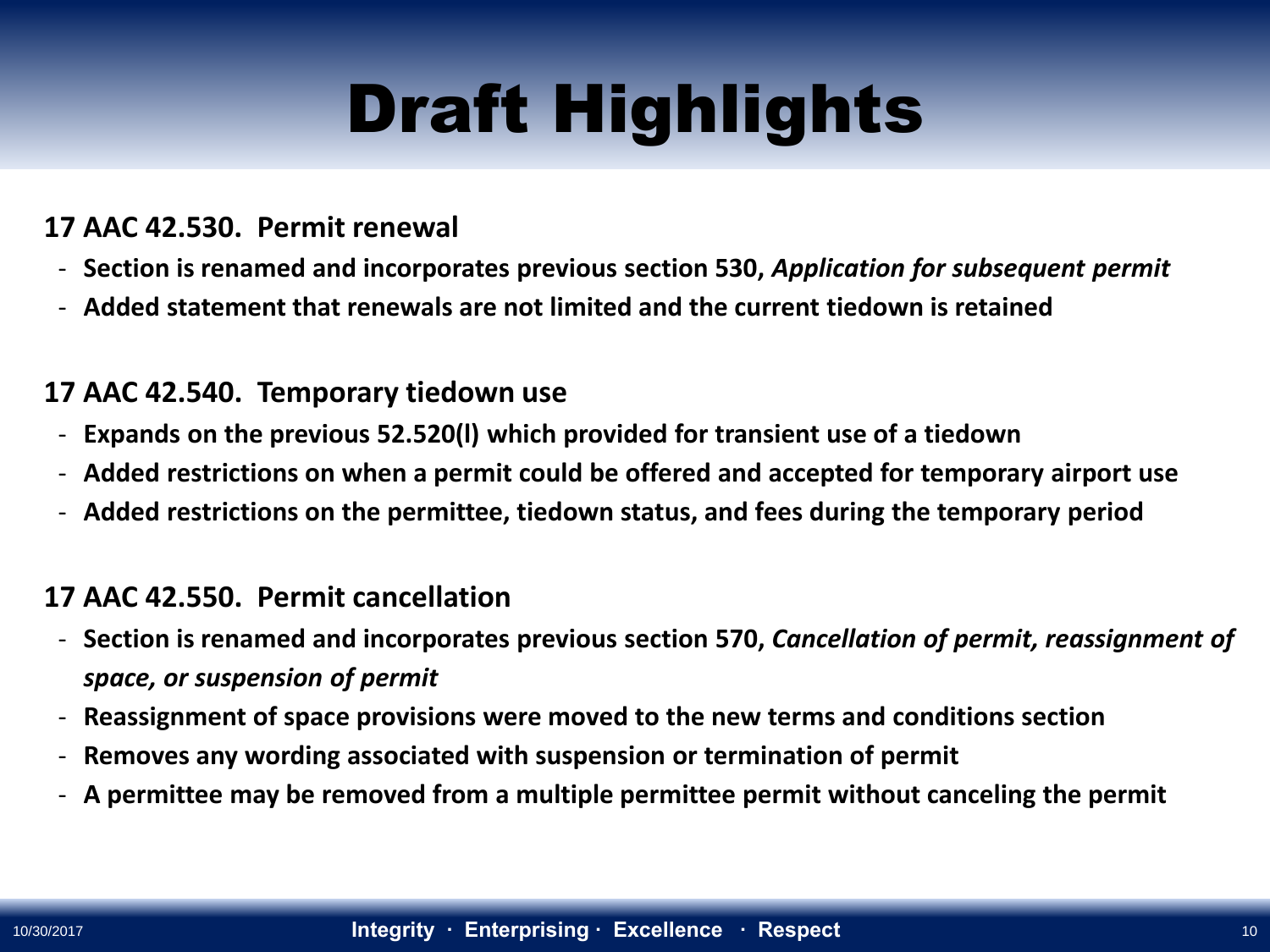# Draft Highlights

**17 AAC 42.530. Permit renewal**

- **Section is renamed and incorporates previous section 530, *Application for subsequent permit***
- **Added statement that renewals are not limited and the current tiedown is retained**

**17 AAC 42.540. Temporary tiedown use**

- **Expands on the previous 52.520(l) which provided for transient use of a tiedown**
- **Added restrictions on when a permit could be offered and accepted for temporary airport use**
- **Added restrictions on the permittee, tiedown status, and fees during the temporary period**

**17 AAC 42.550. Permit cancellation**

- **Section is renamed and incorporates previous section 570, *Cancellation of permit, reassignment of space, or suspension of permit***
- **Reassignment of space provisions were moved to the new terms and conditions section**
- **Removes any wording associated with suspension or termination of permit**
- **A permittee may be removed from a multiple permittee permit without canceling the permit**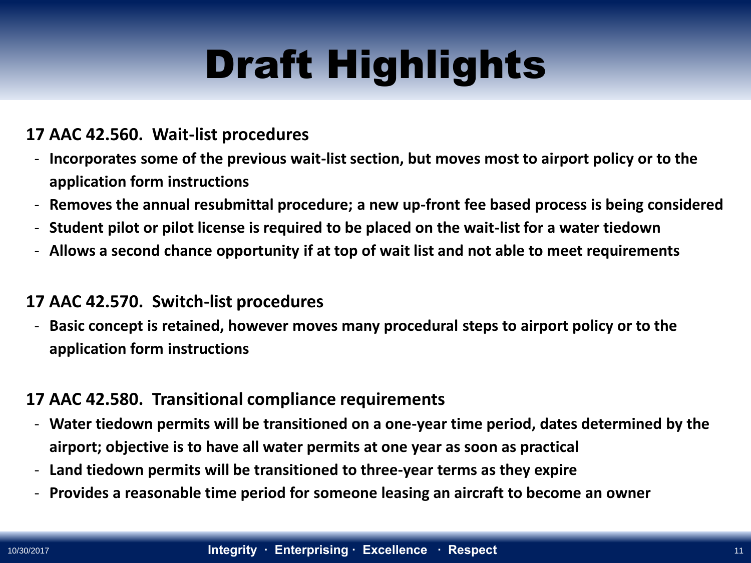# Draft Highlights

**17 AAC 42.560. Wait-list procedures**

- **Incorporates some of the previous wait-list section, but moves most to airport policy or to the application form instructions**
- **Removes the annual resubmittal procedure; a new up-front fee based process is being considered**
- **Student pilot or pilot license is required to be placed on the wait-list for a water tiedown**
- **Allows a second chance opportunity if at top of wait list and not able to meet requirements**

**17 AAC 42.570. Switch-list procedures**

- **Basic concept is retained, however moves many procedural steps to airport policy or to the application form instructions**

**17 AAC 42.580. Transitional compliance requirements**

- **Water tiedown permits will be transitioned on a one-year time period, dates determined by the airport; objective is to have all water permits at one year as soon as practical**
- **Land tiedown permits will be transitioned to three-year terms as they expire**
- **Provides a reasonable time period for someone leasing an aircraft to become an owner**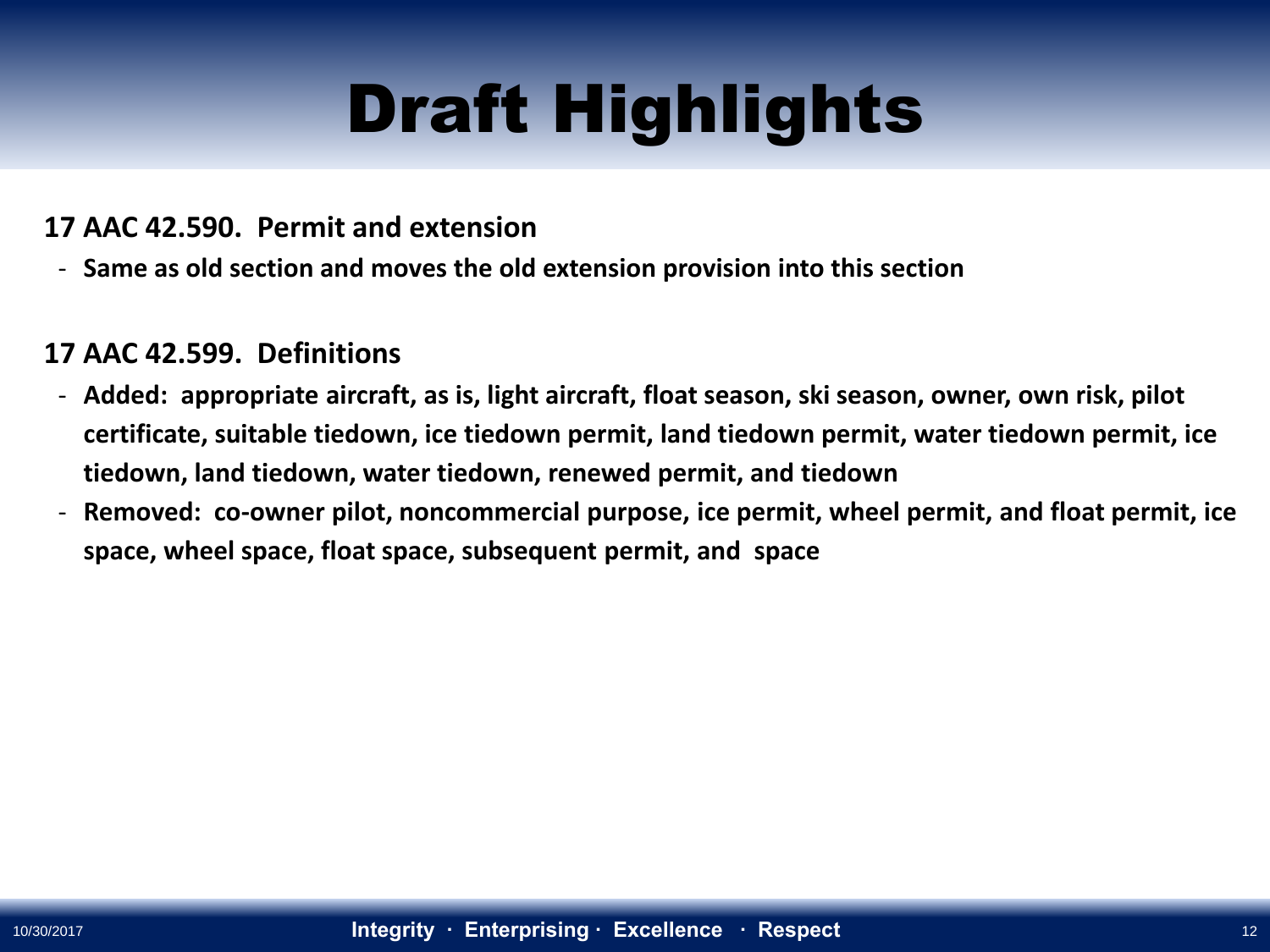# Draft Highlights

**17 AAC 42.590. Permit and extension**

- **Same as old section and moves the old extension provision into this section**

**17 AAC 42.599. Definitions**

- **Added: appropriate aircraft, as is, light aircraft, float season, ski season, owner, own risk, pilot certificate, suitable tiedown, ice tiedown permit, land tiedown permit, water tiedown permit, ice tiedown, land tiedown, water tiedown, renewed permit, and tiedown**
- **Removed: co-owner pilot, noncommercial purpose, ice permit, wheel permit, and float permit, ice space, wheel space, float space, subsequent permit, and space**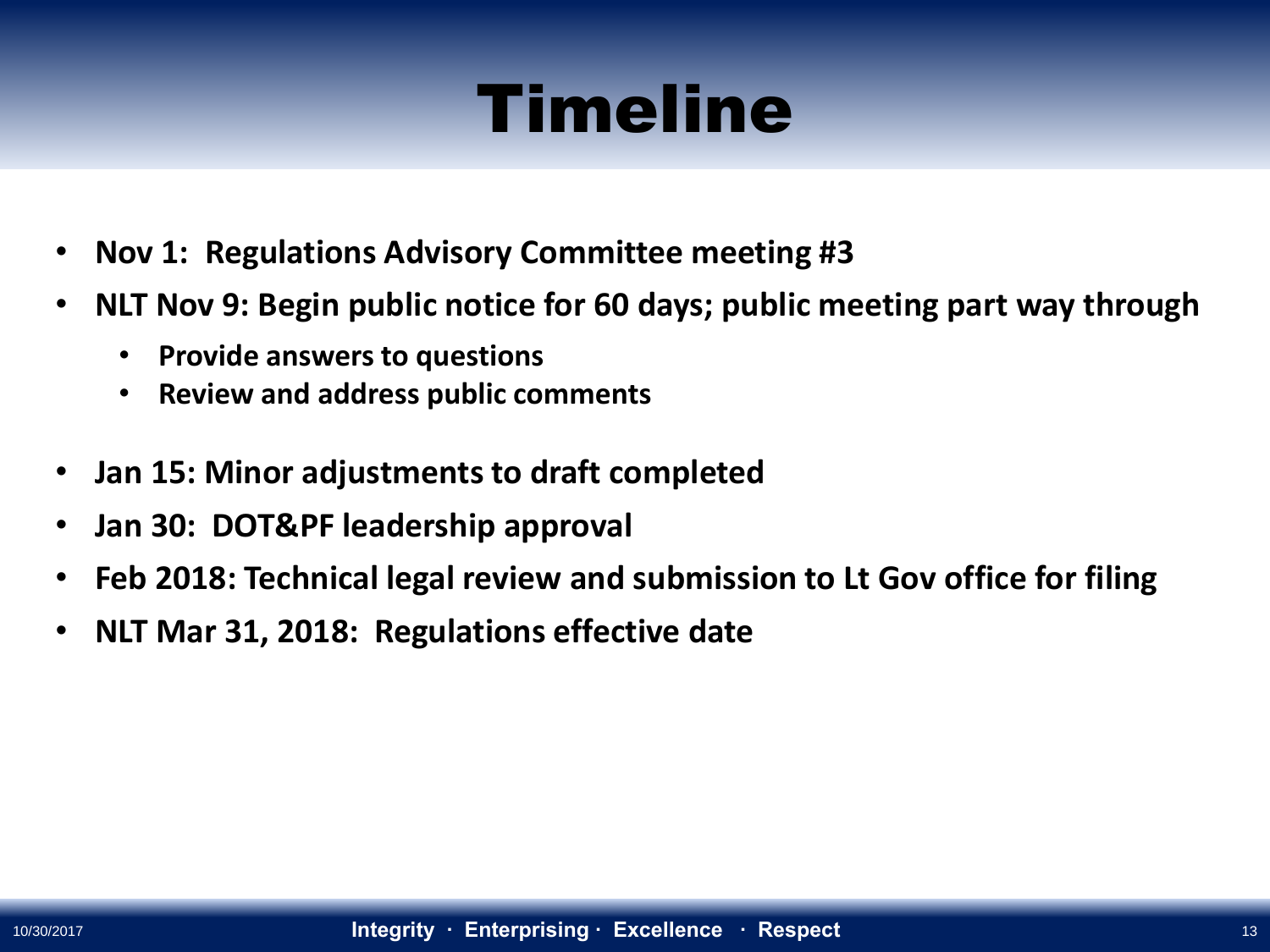# Timeline

- **Nov 1: Regulations Advisory Committee meeting #3**
- **NLT Nov 9: Begin public notice for 60 days; public meeting part way through**
  - **Provide answers to questions**
  - **Review and address public comments**
- **Jan 15: Minor adjustments to draft completed**
- **Jan 30: DOT&PF leadership approval**
- **Feb 2018: Technical legal review and submission to Lt Gov office for filing**
- **NLT Mar 31, 2018: Regulations effective date**